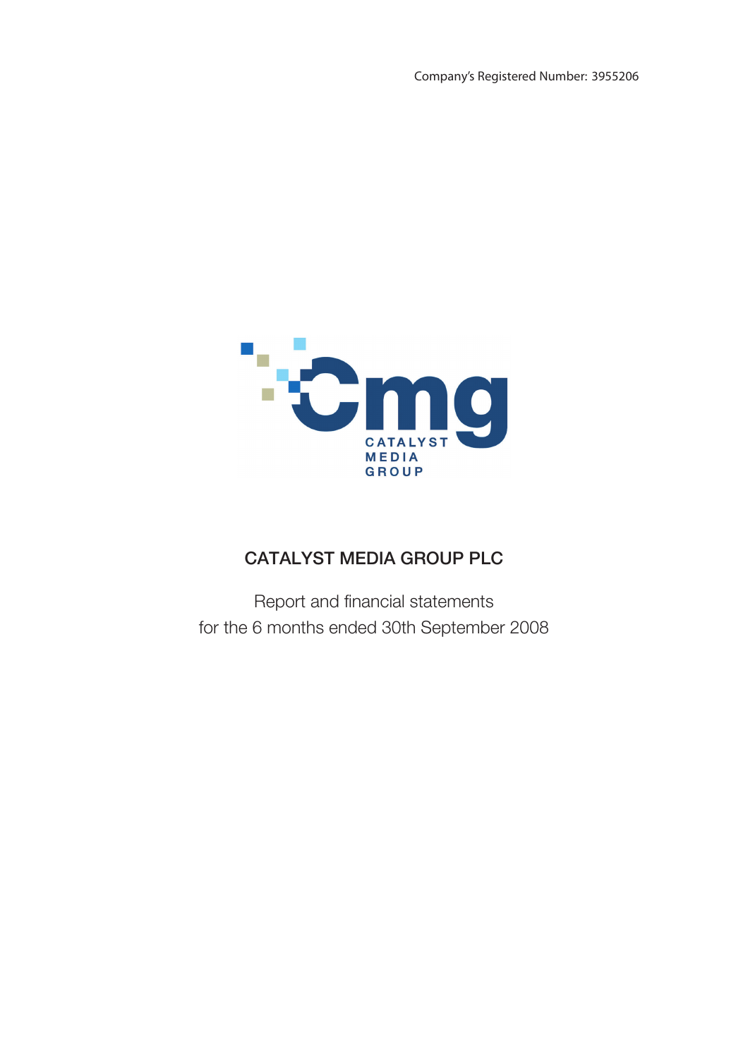Company's Registered Number: 3955206

CATALYST MEDIA GROUP

# CATALYST MEDIA GROUP PLC

Report and financial statements
for the 6 months ended 30th September 2008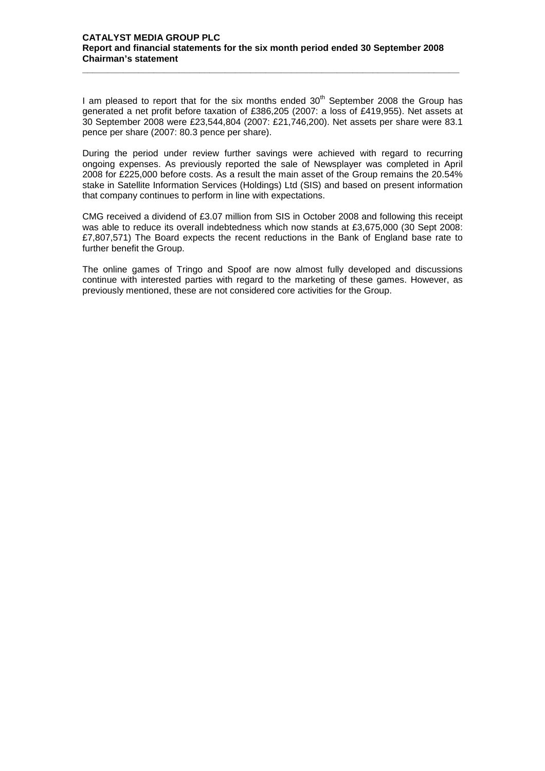**CATALYST MEDIA GROUP PLC**
**Report and financial statements for the six month period ended 30 September 2008**
**Chairman's statement**

I am pleased to report that for the six months ended 30[th] September 2008 the Group has generated a net profit before taxation of £386,205 (2007: a loss of £419,955). Net assets at 30 September 2008 were £23,544,804 (2007: £21,746,200). Net assets per share were 83.1 pence per share (2007: 80.3 pence per share).

During the period under review further savings were achieved with regard to recurring ongoing expenses. As previously reported the sale of Newsplayer was completed in April 2008 for £225,000 before costs. As a result the main asset of the Group remains the 20.54% stake in Satellite Information Services (Holdings) Ltd (SIS) and based on present information that company continues to perform in line with expectations.

CMG received a dividend of £3.07 million from SIS in October 2008 and following this receipt was able to reduce its overall indebtedness which now stands at £3,675,000 (30 Sept 2008: £7,807,571) The Board expects the recent reductions in the Bank of England base rate to further benefit the Group.

The online games of Tringo and Spoof are now almost fully developed and discussions continue with interested parties with regard to the marketing of these games. However, as previously mentioned, these are not considered core activities for the Group.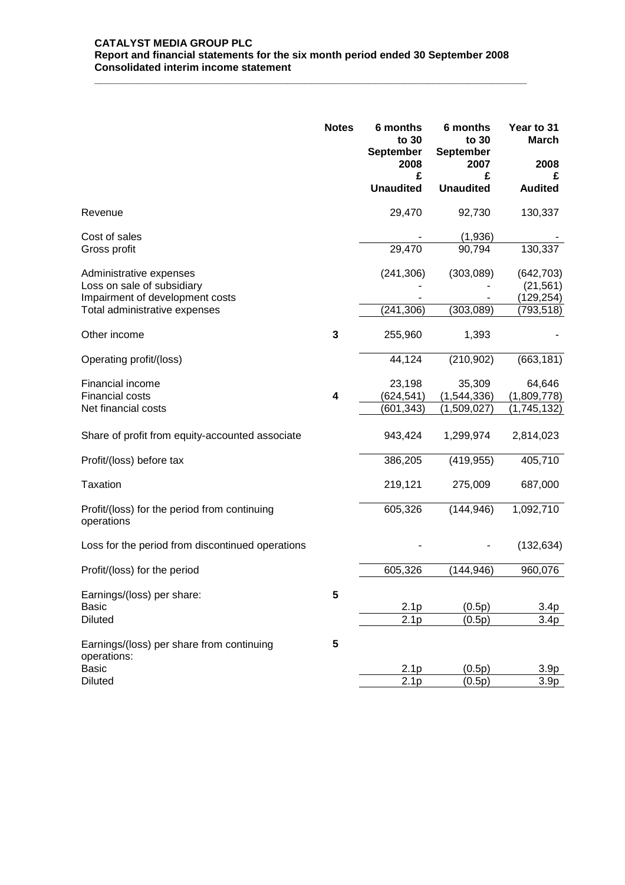**CATALYST MEDIA GROUP PLC**
**Report and financial statements for the six month period ended 30 September 2008**
**Consolidated interim income statement**

| | Notes | 6 months to 30 September 2008 £ Unaudited | 6 months to 30 September 2007 £ Unaudited | Year to 31 March 2008 £ Audited |
|---|---|---|---|---|
| Revenue | | 29,470 | 92,730 | 130,337 |
| Cost of sales | | - | (1,936) | - |
| Gross profit | | 29,470 | 90,794 | 130,337 |
| Administrative expenses | | (241,306) | (303,089) | (642,703) |
| Loss on sale of subsidiary | | - | - | (21,561) |
| Impairment of development costs | | - | - | (129,254) |
| Total administrative expenses | | (241,306) | (303,089) | (793,518) |
| Other income | 3 | 255,960 | 1,393 | - |
| Operating profit/(loss) | | 44,124 | (210,902) | (663,181) |
| Financial income | | 23,198 | 35,309 | 64,646 |
| Financial costs | 4 | (624,541) | (1,544,336) | (1,809,778) |
| Net financial costs | | (601,343) | (1,509,027) | (1,745,132) |
| Share of profit from equity-accounted associate | | 943,424 | 1,299,974 | 2,814,023 |
| Profit/(loss) before tax | | 386,205 | (419,955) | 405,710 |
| Taxation | | 219,121 | 275,009 | 687,000 |
| Profit/(loss) for the period from continuing operations | | 605,326 | (144,946) | 1,092,710 |
| Loss for the period from discontinued operations | | - | - | (132,634) |
| Profit/(loss) for the period | | 605,326 | (144,946) | 960,076 |
| Earnings/(loss) per share: | 5 | | | |
| Basic | | 2.1p | (0.5p) | 3.4p |
| Diluted | | 2.1p | (0.5p) | 3.4p |
| Earnings/(loss) per share from continuing operations: | 5 | | | |
| Basic | | 2.1p | (0.5p) | 3.9p |
| Diluted | | 2.1p | (0.5p) | 3.9p |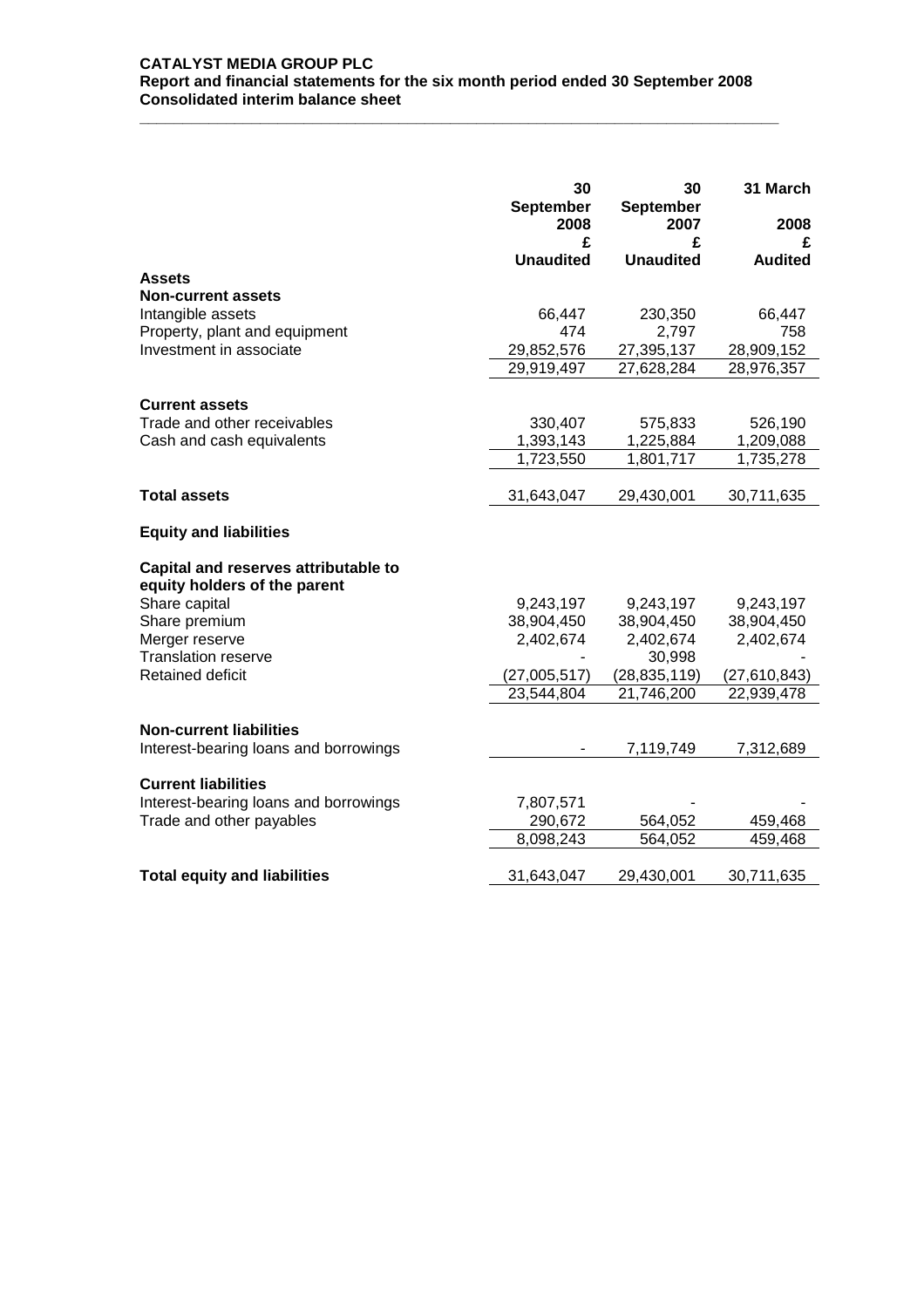**CATALYST MEDIA GROUP PLC**
**Report and financial statements for the six month period ended 30 September 2008**
**Consolidated interim balance sheet**

| | 30 September 2008 £ Unaudited | 30 September 2007 £ Unaudited | 31 March 2008 £ Audited |
|---|---|---|---|
| **Assets** | | | |
| **Non-current assets** | | | |
| Intangible assets | 66,447 | 230,350 | 66,447 |
| Property, plant and equipment | 474 | 2,797 | 758 |
| Investment in associate | 29,852,576 | 27,395,137 | 28,909,152 |
| | 29,919,497 | 27,628,284 | 28,976,357 |
| **Current assets** | | | |
| Trade and other receivables | 330,407 | 575,833 | 526,190 |
| Cash and cash equivalents | 1,393,143 | 1,225,884 | 1,209,088 |
| | 1,723,550 | 1,801,717 | 1,735,278 |
| **Total assets** | 31,643,047 | 29,430,001 | 30,711,635 |
| **Equity and liabilities** | | | |
| **Capital and reserves attributable to equity holders of the parent** | | | |
| Share capital | 9,243,197 | 9,243,197 | 9,243,197 |
| Share premium | 38,904,450 | 38,904,450 | 38,904,450 |
| Merger reserve | 2,402,674 | 2,402,674 | 2,402,674 |
| Translation reserve | - | 30,998 | - |
| Retained deficit | (27,005,517) | (28,835,119) | (27,610,843) |
| | 23,544,804 | 21,746,200 | 22,939,478 |
| **Non-current liabilities** | | | |
| Interest-bearing loans and borrowings | - | 7,119,749 | 7,312,689 |
| **Current liabilities** | | | |
| Interest-bearing loans and borrowings | 7,807,571 | - | - |
| Trade and other payables | 290,672 | 564,052 | 459,468 |
| | 8,098,243 | 564,052 | 459,468 |
| **Total equity and liabilities** | 31,643,047 | 29,430,001 | 30,711,635 |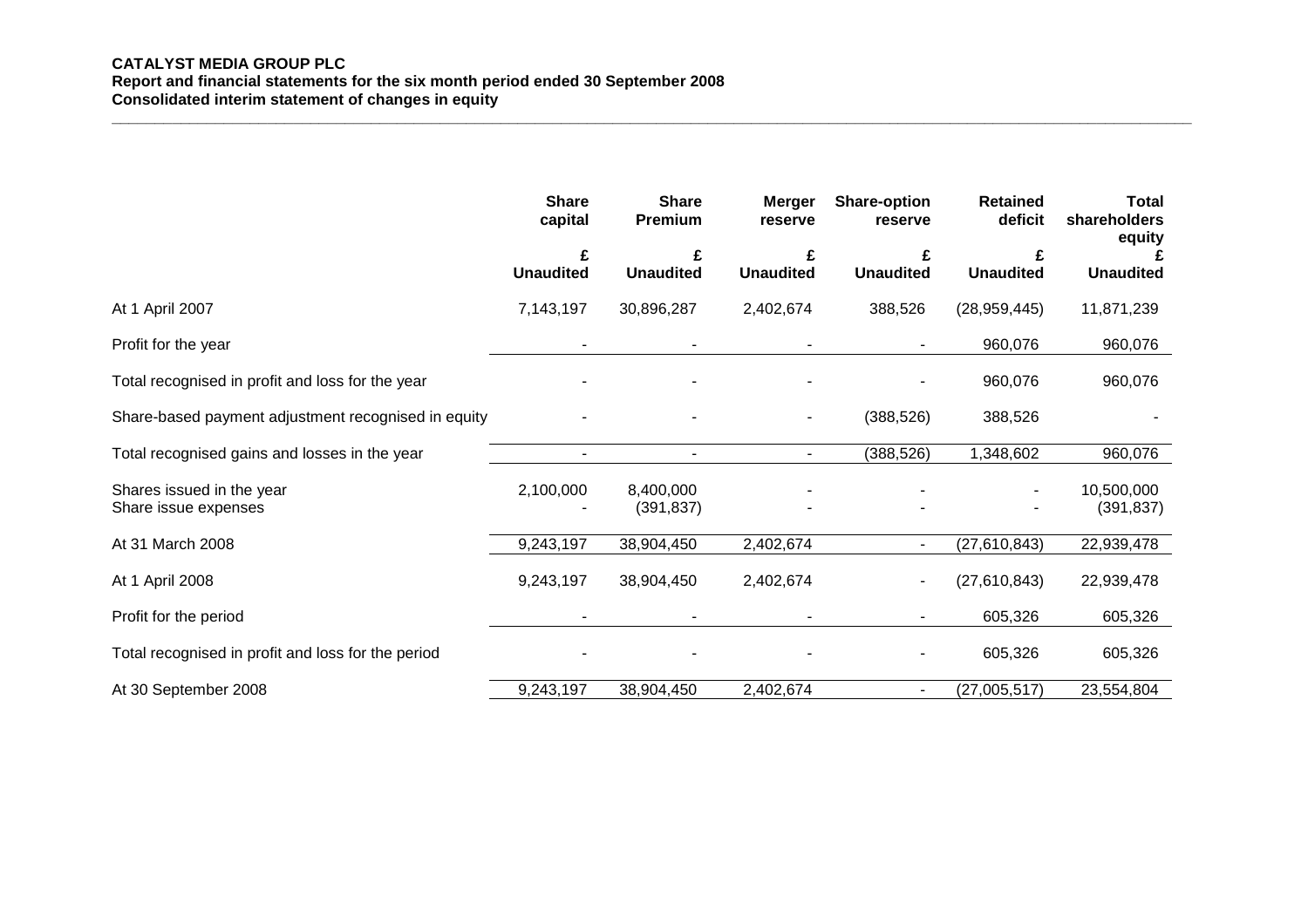**CATALYST MEDIA GROUP PLC**
**Report and financial statements for the six month period ended 30 September 2008**
**Consolidated interim statement of changes in equity**

| | Share capital | Share Premium | Merger reserve | Share-option reserve | Retained deficit | Total shareholders equity |
|---|---|---|---|---|---|---|
| | £ Unaudited | £ Unaudited | £ Unaudited | £ Unaudited | £ Unaudited | £ Unaudited |
| At 1 April 2007 | 7,143,197 | 30,896,287 | 2,402,674 | 388,526 | (28,959,445) | 11,871,239 |
| Profit for the year | - | - | - | - | 960,076 | 960,076 |
| Total recognised in profit and loss for the year | - | - | - | - | 960,076 | 960,076 |
| Share-based payment adjustment recognised in equity | - | - | - | (388,526) | 388,526 | - |
| Total recognised gains and losses in the year | - | - | - | (388,526) | 1,348,602 | 960,076 |
| Shares issued in the year | 2,100,000 | 8,400,000 | - | - | - | 10,500,000 |
| Share issue expenses | - | (391,837) | - | - | - | (391,837) |
| At 31 March 2008 | 9,243,197 | 38,904,450 | 2,402,674 | - | (27,610,843) | 22,939,478 |
| At 1 April 2008 | 9,243,197 | 38,904,450 | 2,402,674 | - | (27,610,843) | 22,939,478 |
| Profit for the period | - | - | - | - | 605,326 | 605,326 |
| Total recognised in profit and loss for the period | - | - | - | - | 605,326 | 605,326 |
| At 30 September 2008 | 9,243,197 | 38,904,450 | 2,402,674 | - | (27,005,517) | 23,554,804 |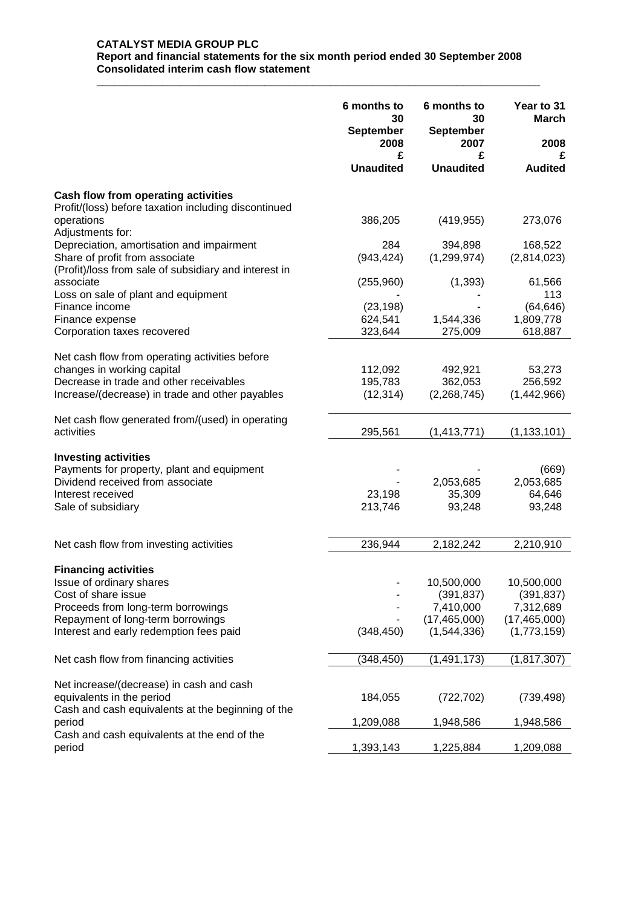**CATALYST MEDIA GROUP PLC**
**Report and financial statements for the six month period ended 30 September 2008**
**Consolidated interim cash flow statement**

| | 6 months to 30 September 2008 £ Unaudited | 6 months to 30 September 2007 £ Unaudited | Year to 31 March 2008 £ Audited |
|---|---|---|---|
| **Cash flow from operating activities** | | | |
| Profit/(loss) before taxation including discontinued operations | 386,205 | (419,955) | 273,076 |
| Adjustments for: | | | |
| Depreciation, amortisation and impairment | 284 | 394,898 | 168,522 |
| Share of profit from associate | (943,424) | (1,299,974) | (2,814,023) |
| (Profit)/loss from sale of subsidiary and interest in associate | (255,960) | (1,393) | 61,566 |
| Loss on sale of plant and equipment | - | - | 113 |
| Finance income | (23,198) | - | (64,646) |
| Finance expense | 624,541 | 1,544,336 | 1,809,778 |
| Corporation taxes recovered | 323,644 | 275,009 | 618,887 |
| Net cash flow from operating activities before changes in working capital | 112,092 | 492,921 | 53,273 |
| Decrease in trade and other receivables | 195,783 | 362,053 | 256,592 |
| Increase/(decrease) in trade and other payables | (12,314) | (2,268,745) | (1,442,966) |
| Net cash flow generated from/(used) in operating activities | 295,561 | (1,413,771) | (1,133,101) |
| **Investing activities** | | | |
| Payments for property, plant and equipment | - | - | (669) |
| Dividend received from associate | - | 2,053,685 | 2,053,685 |
| Interest received | 23,198 | 35,309 | 64,646 |
| Sale of subsidiary | 213,746 | 93,248 | 93,248 |
| Net cash flow from investing activities | 236,944 | 2,182,242 | 2,210,910 |
| **Financing activities** | | | |
| Issue of ordinary shares | - | 10,500,000 | 10,500,000 |
| Cost of share issue | - | (391,837) | (391,837) |
| Proceeds from long-term borrowings | - | 7,410,000 | 7,312,689 |
| Repayment of long-term borrowings | - | (17,465,000) | (17,465,000) |
| Interest and early redemption fees paid | (348,450) | (1,544,336) | (1,773,159) |
| Net cash flow from financing activities | (348,450) | (1,491,173) | (1,817,307) |
| Net increase/(decrease) in cash and cash equivalents in the period | 184,055 | (722,702) | (739,498) |
| Cash and cash equivalents at the beginning of the period | 1,209,088 | 1,948,586 | 1,948,586 |
| Cash and cash equivalents at the end of the period | 1,393,143 | 1,225,884 | 1,209,088 |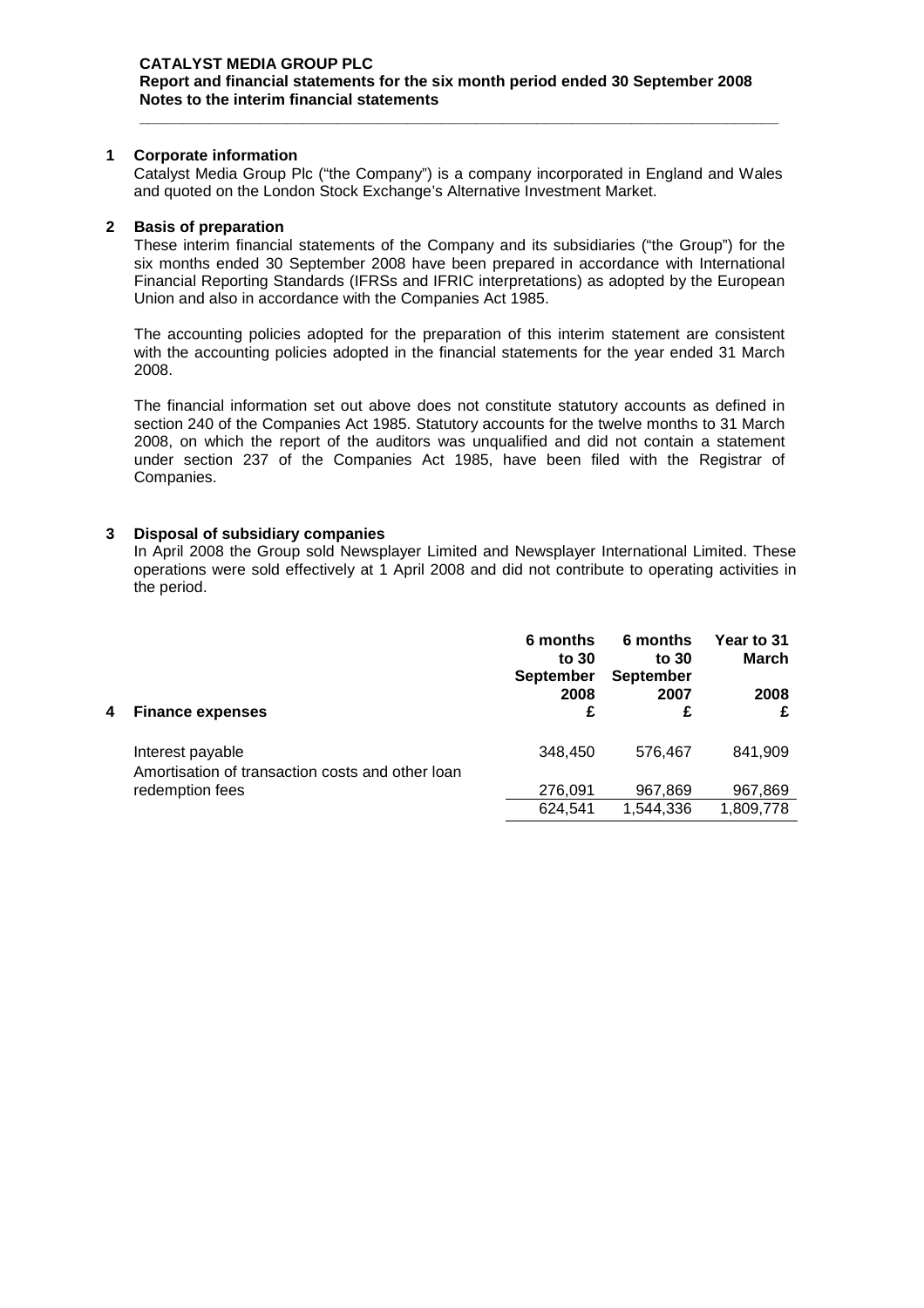**CATALYST MEDIA GROUP PLC**
**Report and financial statements for the six month period ended 30 September 2008**
**Notes to the interim financial statements**

## 1 Corporate information

Catalyst Media Group Plc ("the Company") is a company incorporated in England and Wales and quoted on the London Stock Exchange's Alternative Investment Market.

## 2 Basis of preparation

These interim financial statements of the Company and its subsidiaries ("the Group") for the six months ended 30 September 2008 have been prepared in accordance with International Financial Reporting Standards (IFRSs and IFRIC interpretations) as adopted by the European Union and also in accordance with the Companies Act 1985.

The accounting policies adopted for the preparation of this interim statement are consistent with the accounting policies adopted in the financial statements for the year ended 31 March 2008.

The financial information set out above does not constitute statutory accounts as defined in section 240 of the Companies Act 1985. Statutory accounts for the twelve months to 31 March 2008, on which the report of the auditors was unqualified and did not contain a statement under section 237 of the Companies Act 1985, have been filed with the Registrar of Companies.

## 3 Disposal of subsidiary companies

In April 2008 the Group sold Newsplayer Limited and Newsplayer International Limited. These operations were sold effectively at 1 April 2008 and did not contribute to operating activities in the period.

## 4 Finance expenses

| | 6 months to 30 September 2008 £ | 6 months to 30 September 2007 £ | Year to 31 March 2008 £ |
|---|---|---|---|
| Interest payable | 348,450 | 576,467 | 841,909 |
| Amortisation of transaction costs and other loan redemption fees | 276,091 | 967,869 | 967,869 |
| | 624,541 | 1,544,336 | 1,809,778 |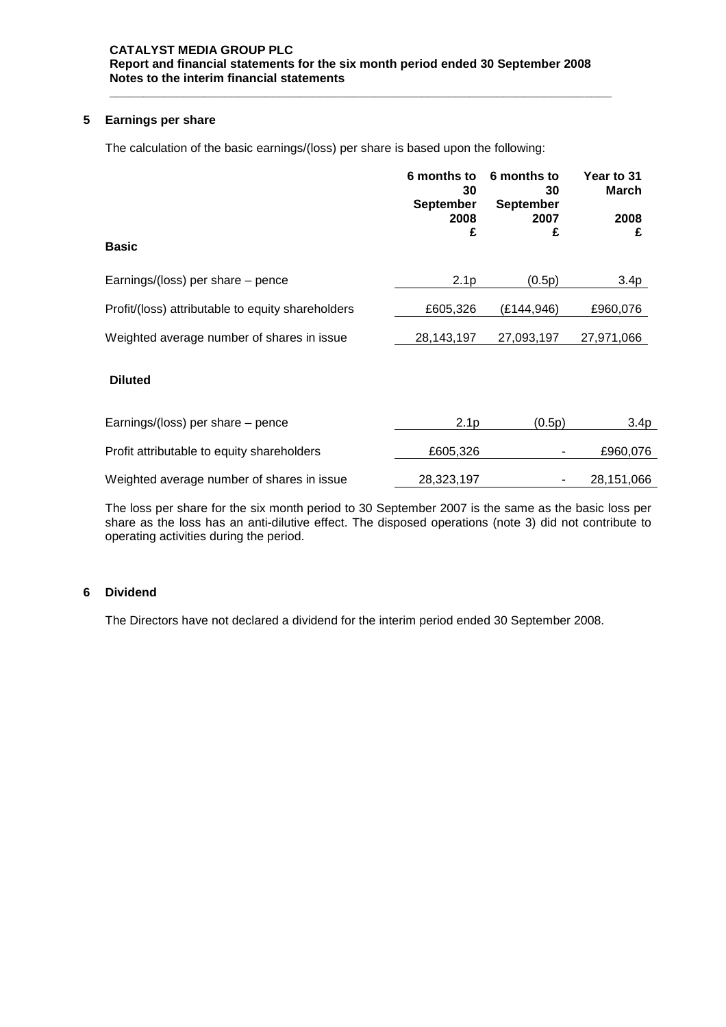## 5 Earnings per share

The calculation of the basic earnings/(loss) per share is based upon the following:

| | 6 months to 30 September 2008 £ | 6 months to 30 September 2007 £ | Year to 31 March 2008 £ |
|---|---|---|---|
| **Basic** | | | |
| Earnings/(loss) per share – pence | 2.1p | (0.5p) | 3.4p |
| Profit/(loss) attributable to equity shareholders | £605,326 | (£144,946) | £960,076 |
| Weighted average number of shares in issue | 28,143,197 | 27,093,197 | 27,971,066 |
| **Diluted** | | | |
| Earnings/(loss) per share – pence | 2.1p | (0.5p) | 3.4p |
| Profit attributable to equity shareholders | £605,326 | - | £960,076 |
| Weighted average number of shares in issue | 28,323,197 | - | 28,151,066 |

The loss per share for the six month period to 30 September 2007 is the same as the basic loss per share as the loss has an anti-dilutive effect. The disposed operations (note 3) did not contribute to operating activities during the period.

## 6 Dividend

The Directors have not declared a dividend for the interim period ended 30 September 2008.